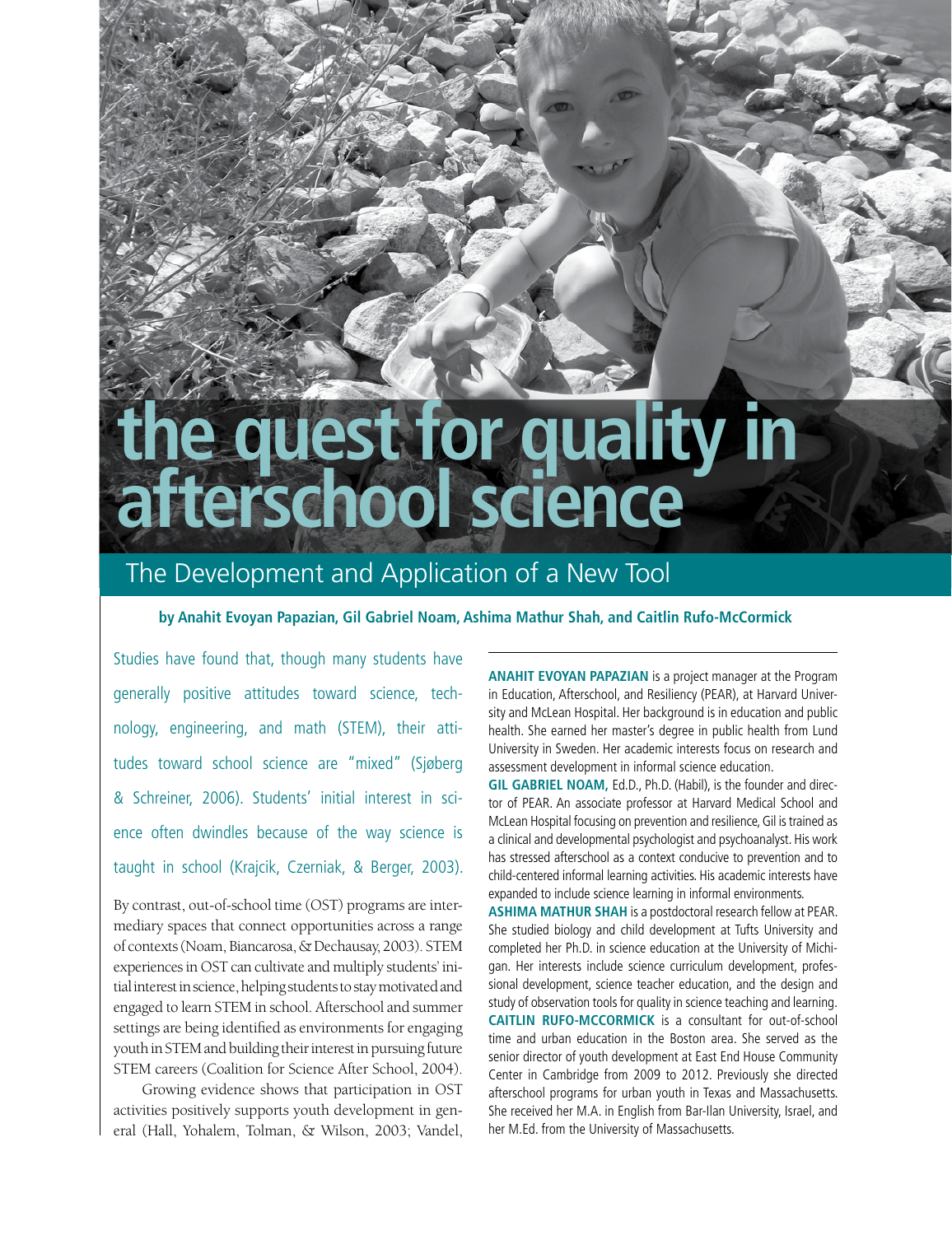# the quest for quality in afterschool science

## The Development and Application of a New Tool

**by Anahit Evoyan Papazian, Gil Gabriel Noam, Ashima Mathur Shah, and Caitlin Rufo-McCormick**

Studies have found that, though many students have generally positive attitudes toward science, technology, engineering, and math (STEM), their attitudes toward school science are "mixed" (Sjøberg & Schreiner, 2006). Students' initial interest in science often dwindles because of the way science is taught in school (Krajcik, Czerniak, & Berger, 2003).

By contrast, out-of-school time (OST) programs are intermediary spaces that connect opportunities across a range of contexts (Noam, Biancarosa, & Dechausay, 2003). STEM experiences in OST can cultivate and multiply students' initial interest in science, helping students to stay motivated and engaged to learn STEM in school. Afterschool and summer settings are being identified as environments for engaging youth in STEM and building their interest in pursuing future STEM careers (Coalition for Science After School, 2004).

Growing evidence shows that participation in OST activities positively supports youth development in general (Hall, Yohalem, Tolman, & Wilson, 2003; Vandel,

**ANAHIT EVOYAN PAPAZIAN** is a project manager at the Program in Education, Afterschool, and Resiliency (PEAR), at Harvard University and McLean Hospital. Her background is in education and public health. She earned her master's degree in public health from Lund University in Sweden. Her academic interests focus on research and assessment development in informal science education.

**GIL GABRIEL NOAM,** Ed.D., Ph.D. (Habil), is the founder and director of PEAR. An associate professor at Harvard Medical School and McLean Hospital focusing on prevention and resilience, Gil is trained as a clinical and developmental psychologist and psychoanalyst. His work has stressed afterschool as a context conducive to prevention and to child-centered informal learning activities. His academic interests have expanded to include science learning in informal environments.

**ASHIMA MATHUR SHAH** is a postdoctoral research fellow at PEAR. She studied biology and child development at Tufts University and completed her Ph.D. in science education at the University of Michigan. Her interests include science curriculum development, professional development, science teacher education, and the design and study of observation tools for quality in science teaching and learning.

**CAITLIN RUFO-MCCORMICK** is a consultant for out-of-school time and urban education in the Boston area. She served as the senior director of youth development at East End House Community Center in Cambridge from 2009 to 2012. Previously she directed afterschool programs for urban youth in Texas and Massachusetts. She received her M.A. in English from Bar-Ilan University, Israel, and her M.Ed. from the University of Massachusetts.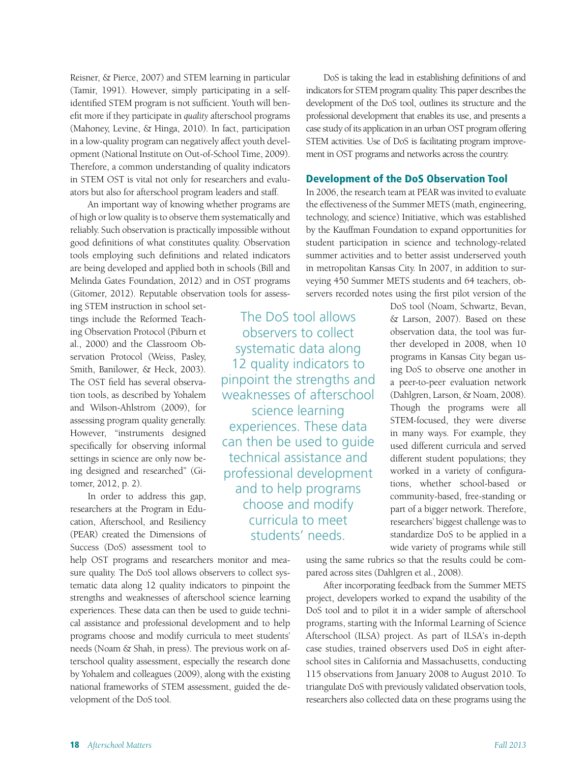Reisner, & Pierce, 2007) and STEM learning in particular (Tamir, 1991). However, simply participating in a self-identified STEM program is not sufficient. Youth will benefit more if they participate in *quality* afterschool programs (Mahoney, Levine, & Hinga, 2010). In fact, participation in a low-quality program can negatively affect youth development (National Institute on Out-of-School Time, 2009). Therefore, a common understanding of quality indicators in STEM OST is vital not only for researchers and evaluators but also for afterschool program leaders and staff.

An important way of knowing whether programs are of high or low quality is to observe them systematically and reliably. Such observation is practically impossible without good definitions of what constitutes quality. Observation tools employing such definitions and related indicators are being developed and applied both in schools (Bill and Melinda Gates Foundation, 2012) and in OST programs (Gitomer, 2012). Reputable observation tools for assessing STEM instruction in school settings include the Reformed Teaching Observation Protocol (Piburn et al., 2000) and the Classroom Observation Protocol (Weiss, Pasley, Smith, Banilower, & Heck, 2003). The OST field has several observation tools, as described by Yohalem and Wilson-Ahlstrom (2009), for assessing program quality generally. However, "instruments designed specifically for observing informal settings in science are only now being designed and researched" (Gitomer, 2012, p. 2).

In order to address this gap, researchers at the Program in Education, Afterschool, and Resiliency (PEAR) created the Dimensions of Success (DoS) assessment tool to help OST programs and researchers monitor and measure quality. The DoS tool allows observers to collect systematic data along 12 quality indicators to pinpoint the strengths and weaknesses of afterschool science learning experiences. These data can then be used to guide technical assistance and professional development and to help programs choose and modify curricula to meet students' needs (Noam & Shah, in press). The previous work on afterschool quality assessment, especially the research done by Yohalem and colleagues (2009), along with the existing national frameworks of STEM assessment, guided the development of the DoS tool.

> The DoS tool allows observers to collect systematic data along 12 quality indicators to pinpoint the strengths and weaknesses of afterschool science learning experiences. These data can then be used to guide technical assistance and professional development and to help programs choose and modify curricula to meet students' needs.

DoS is taking the lead in establishing definitions of and indicators for STEM program quality. This paper describes the development of the DoS tool, outlines its structure and the professional development that enables its use, and presents a case study of its application in an urban OST program offering STEM activities. Use of DoS is facilitating program improvement in OST programs and networks across the country.

## Development of the DoS Observation Tool

In 2006, the research team at PEAR was invited to evaluate the effectiveness of the Summer METS (math, engineering, technology, and science) Initiative, which was established by the Kauffman Foundation to expand opportunities for student participation in science and technology-related summer activities and to better assist underserved youth in metropolitan Kansas City. In 2007, in addition to surveying 450 Summer METS students and 64 teachers, observers recorded notes using the first pilot version of the DoS tool (Noam, Schwartz, Bevan, & Larson, 2007). Based on these observation data, the tool was further developed in 2008, when 10 programs in Kansas City began using DoS to observe one another in a peer-to-peer evaluation network (Dahlgren, Larson, & Noam, 2008). Though the programs were all STEM-focused, they were diverse in many ways. For example, they used different curricula and served different student populations; they worked in a variety of configurations, whether school-based or community-based, free-standing or part of a bigger network. Therefore, researchers' biggest challenge was to standardize DoS to be applied in a wide variety of programs while still using the same rubrics so that the results could be compared across sites (Dahlgren et al., 2008).

After incorporating feedback from the Summer METS project, developers worked to expand the usability of the DoS tool and to pilot it in a wider sample of afterschool programs, starting with the Informal Learning of Science Afterschool (ILSA) project. As part of ILSA's in-depth case studies, trained observers used DoS in eight afterschool sites in California and Massachusetts, conducting 115 observations from January 2008 to August 2010. To triangulate DoS with previously validated observation tools, researchers also collected data on these programs using the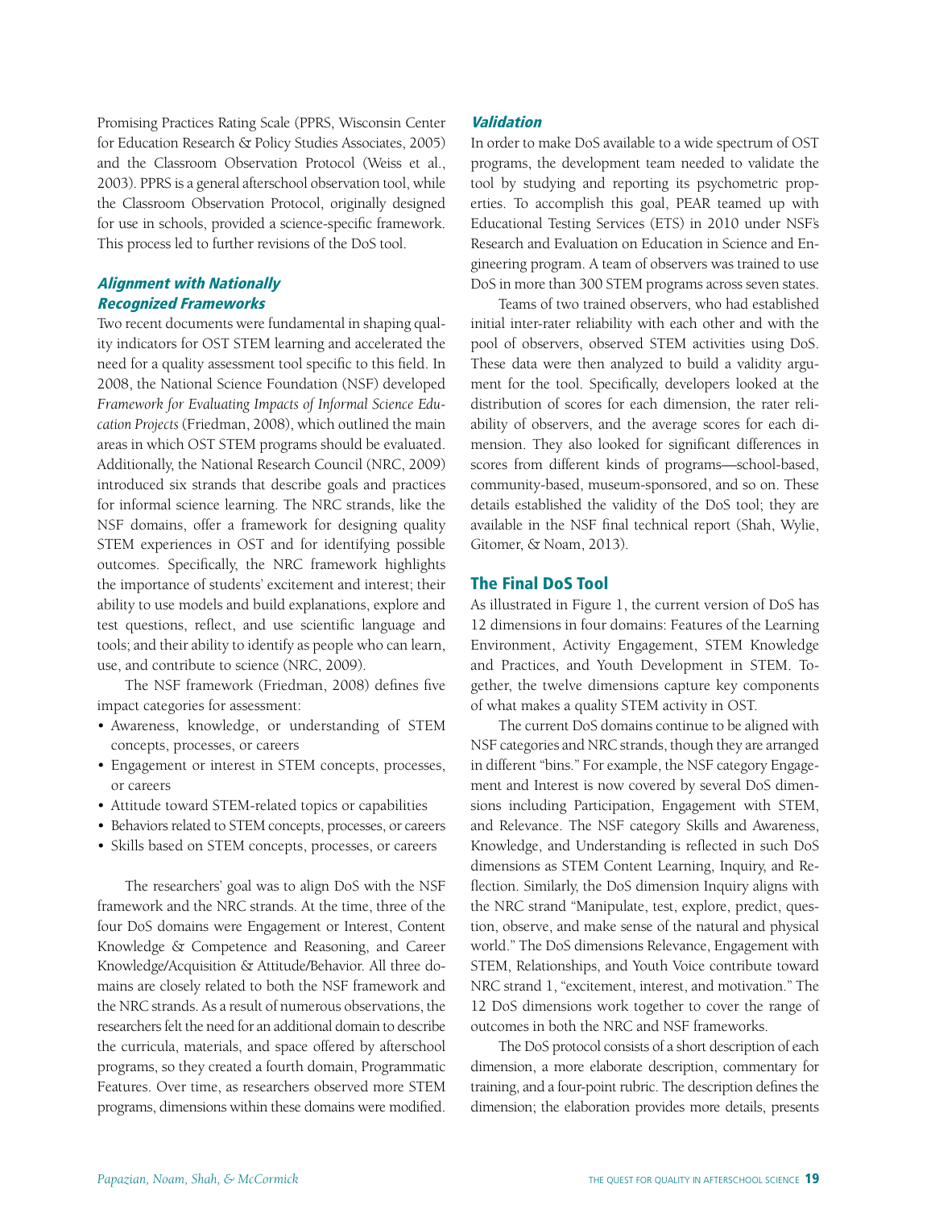Promising Practices Rating Scale (PPRS, Wisconsin Center for Education Research & Policy Studies Associates, 2005) and the Classroom Observation Protocol (Weiss et al., 2003). PPRS is a general afterschool observation tool, while the Classroom Observation Protocol, originally designed for use in schools, provided a science-specific framework. This process led to further revisions of the DoS tool.

### *Alignment with Nationally Recognized Frameworks*

Two recent documents were fundamental in shaping quality indicators for OST STEM learning and accelerated the need for a quality assessment tool specific to this field. In 2008, the National Science Foundation (NSF) developed *Framework for Evaluating Impacts of Informal Science Education Projects* (Friedman, 2008), which outlined the main areas in which OST STEM programs should be evaluated. Additionally, the National Research Council (NRC, 2009) introduced six strands that describe goals and practices for informal science learning. The NRC strands, like the NSF domains, offer a framework for designing quality STEM experiences in OST and for identifying possible outcomes. Specifically, the NRC framework highlights the importance of students' excitement and interest; their ability to use models and build explanations, explore and test questions, reflect, and use scientific language and tools; and their ability to identify as people who can learn, use, and contribute to science (NRC, 2009).

The NSF framework (Friedman, 2008) defines five impact categories for assessment:

- Awareness, knowledge, or understanding of STEM concepts, processes, or careers
- Engagement or interest in STEM concepts, processes, or careers
- Attitude toward STEM-related topics or capabilities
- Behaviors related to STEM concepts, processes, or careers
- Skills based on STEM concepts, processes, or careers

The researchers' goal was to align DoS with the NSF framework and the NRC strands. At the time, three of the four DoS domains were Engagement or Interest, Content Knowledge & Competence and Reasoning, and Career Knowledge/Acquisition & Attitude/Behavior. All three domains are closely related to both the NSF framework and the NRC strands. As a result of numerous observations, the researchers felt the need for an additional domain to describe the curricula, materials, and space offered by afterschool programs, so they created a fourth domain, Programmatic Features. Over time, as researchers observed more STEM programs, dimensions within these domains were modified.

### *Validation*

In order to make DoS available to a wide spectrum of OST programs, the development team needed to validate the tool by studying and reporting its psychometric properties. To accomplish this goal, PEAR teamed up with Educational Testing Services (ETS) in 2010 under NSF's Research and Evaluation on Education in Science and Engineering program. A team of observers was trained to use DoS in more than 300 STEM programs across seven states.

Teams of two trained observers, who had established initial inter-rater reliability with each other and with the pool of observers, observed STEM activities using DoS. These data were then analyzed to build a validity argument for the tool. Specifically, developers looked at the distribution of scores for each dimension, the rater reliability of observers, and the average scores for each dimension. They also looked for significant differences in scores from different kinds of programs—school-based, community-based, museum-sponsored, and so on. These details established the validity of the DoS tool; they are available in the NSF final technical report (Shah, Wylie, Gitomer, & Noam, 2013).

## The Final DoS Tool

As illustrated in Figure 1, the current version of DoS has 12 dimensions in four domains: Features of the Learning Environment, Activity Engagement, STEM Knowledge and Practices, and Youth Development in STEM. Together, the twelve dimensions capture key components of what makes a quality STEM activity in OST.

The current DoS domains continue to be aligned with NSF categories and NRC strands, though they are arranged in different "bins." For example, the NSF category Engagement and Interest is now covered by several DoS dimensions including Participation, Engagement with STEM, and Relevance. The NSF category Skills and Awareness, Knowledge, and Understanding is reflected in such DoS dimensions as STEM Content Learning, Inquiry, and Reflection. Similarly, the DoS dimension Inquiry aligns with the NRC strand "Manipulate, test, explore, predict, question, observe, and make sense of the natural and physical world." The DoS dimensions Relevance, Engagement with STEM, Relationships, and Youth Voice contribute toward NRC strand 1, "excitement, interest, and motivation." The 12 DoS dimensions work together to cover the range of outcomes in both the NRC and NSF frameworks.

The DoS protocol consists of a short description of each dimension, a more elaborate description, commentary for training, and a four-point rubric. The description defines the dimension; the elaboration provides more details, presents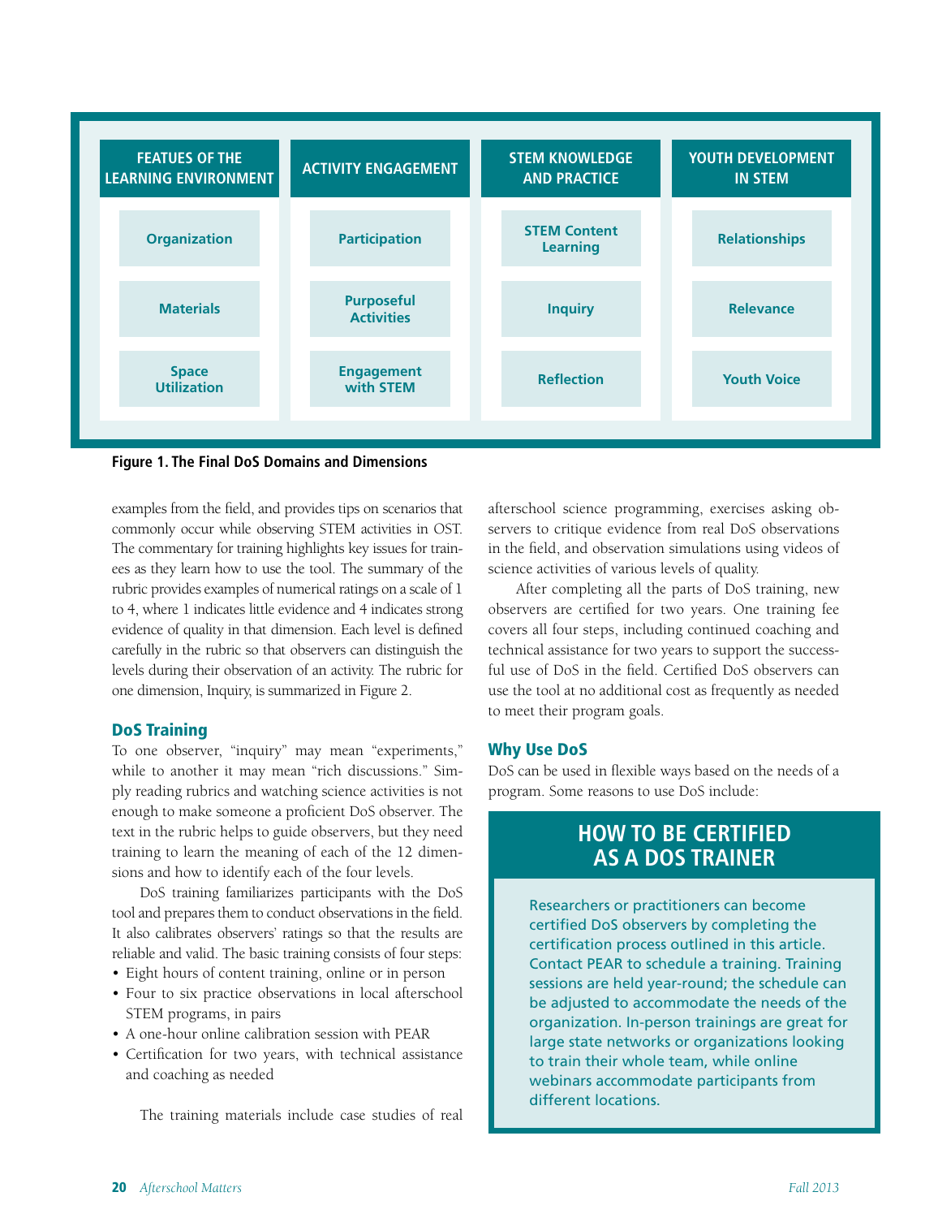| FEATUES OF THE LEARNING ENVIRONMENT | ACTIVITY ENGAGEMENT | STEM KNOWLEDGE AND PRACTICE | YOUTH DEVELOPMENT IN STEM |
|---|---|---|---|
| Organization | Participation | STEM Content Learning | Relationships |
| Materials | Purposeful Activities | Inquiry | Relevance |
| Space Utilization | Engagement with STEM | Reflection | Youth Voice |

**Figure 1. The Final DoS Domains and Dimensions**

examples from the field, and provides tips on scenarios that commonly occur while observing STEM activities in OST. The commentary for training highlights key issues for trainees as they learn how to use the tool. The summary of the rubric provides examples of numerical ratings on a scale of 1 to 4, where 1 indicates little evidence and 4 indicates strong evidence of quality in that dimension. Each level is defined carefully in the rubric so that observers can distinguish the levels during their observation of an activity. The rubric for one dimension, Inquiry, is summarized in Figure 2.

## DoS Training

To one observer, "inquiry" may mean "experiments," while to another it may mean "rich discussions." Simply reading rubrics and watching science activities is not enough to make someone a proficient DoS observer. The text in the rubric helps to guide observers, but they need training to learn the meaning of each of the 12 dimensions and how to identify each of the four levels.

DoS training familiarizes participants with the DoS tool and prepares them to conduct observations in the field. It also calibrates observers' ratings so that the results are reliable and valid. The basic training consists of four steps:

- Eight hours of content training, online or in person
- Four to six practice observations in local afterschool STEM programs, in pairs
- A one-hour online calibration session with PEAR
- Certification for two years, with technical assistance and coaching as needed

The training materials include case studies of real afterschool science programming, exercises asking observers to critique evidence from real DoS observations in the field, and observation simulations using videos of science activities of various levels of quality.

After completing all the parts of DoS training, new observers are certified for two years. One training fee covers all four steps, including continued coaching and technical assistance for two years to support the successful use of DoS in the field. Certified DoS observers can use the tool at no additional cost as frequently as needed to meet their program goals.

## Why Use DoS

DoS can be used in flexible ways based on the needs of a program. Some reasons to use DoS include:

### HOW TO BE CERTIFIED AS A DOS TRAINER

Researchers or practitioners can become certified DoS observers by completing the certification process outlined in this article. Contact PEAR to schedule a training. Training sessions are held year-round; the schedule can be adjusted to accommodate the needs of the organization. In-person trainings are great for large state networks or organizations looking to train their whole team, while online webinars accommodate participants from different locations.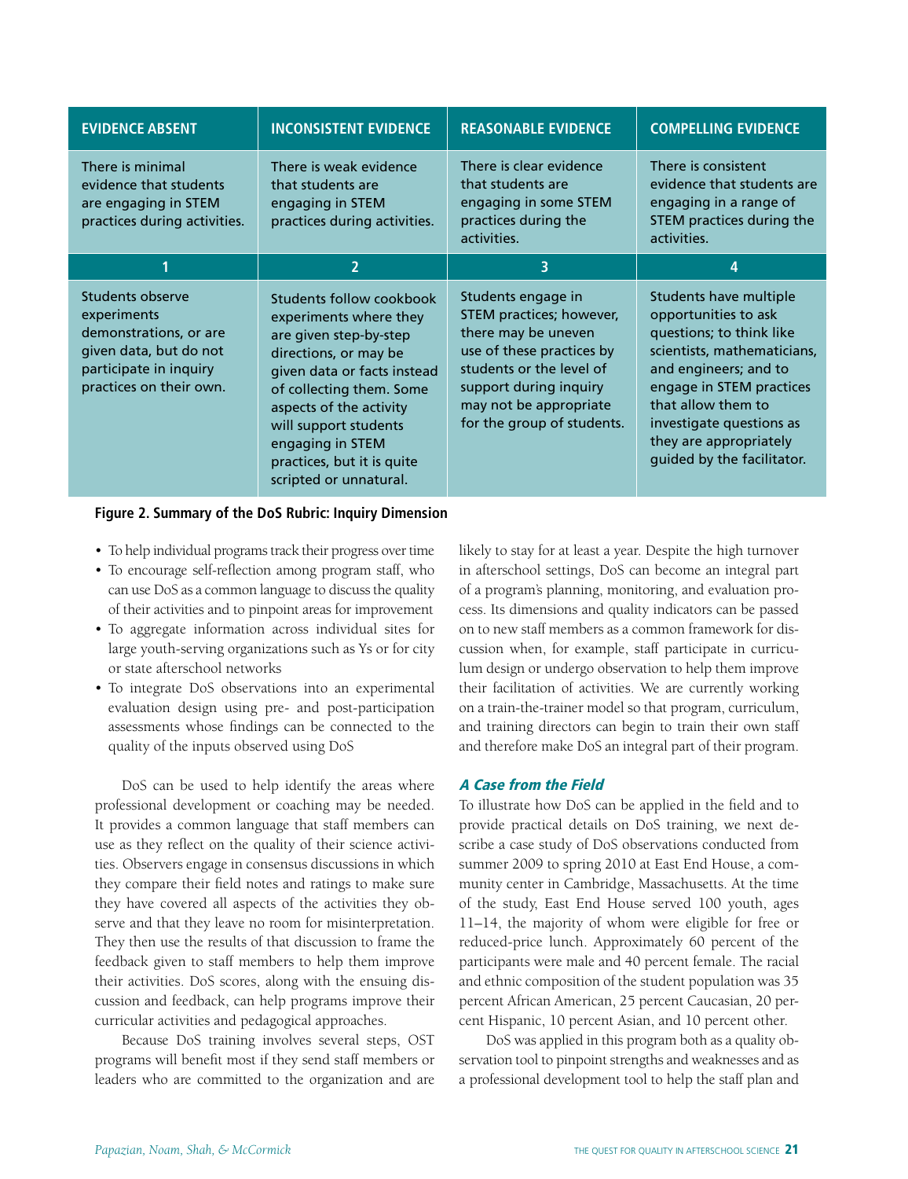| EVIDENCE ABSENT | INCONSISTENT EVIDENCE | REASONABLE EVIDENCE | COMPELLING EVIDENCE |
|---|---|---|---|
| There is minimal evidence that students are engaging in STEM practices during activities. | There is weak evidence that students are engaging in STEM practices during activities. | There is clear evidence that students are engaging in some STEM practices during the activities. | There is consistent evidence that students are engaging in a range of STEM practices during the activities. |
| 1 | 2 | 3 | 4 |
| Students observe experiments demonstrations, or are given data, but do not participate in inquiry practices on their own. | Students follow cookbook experiments where they are given step-by-step directions, or may be given data or facts instead of collecting them. Some aspects of the activity will support students engaging in STEM practices, but it is quite scripted or unnatural. | Students engage in STEM practices; however, there may be uneven use of these practices by students or the level of support during inquiry may not be appropriate for the group of students. | Students have multiple opportunities to ask questions; to think like scientists, mathematicians, and engineers; and to engage in STEM practices that allow them to investigate questions as they are appropriately guided by the facilitator. |

**Figure 2. Summary of the DoS Rubric: Inquiry Dimension**

- To help individual programs track their progress over time
- To encourage self-reflection among program staff, who can use DoS as a common language to discuss the quality of their activities and to pinpoint areas for improvement
- To aggregate information across individual sites for large youth-serving organizations such as Ys or for city or state afterschool networks
- To integrate DoS observations into an experimental evaluation design using pre- and post-participation assessments whose findings can be connected to the quality of the inputs observed using DoS

DoS can be used to help identify the areas where professional development or coaching may be needed. It provides a common language that staff members can use as they reflect on the quality of their science activities. Observers engage in consensus discussions in which they compare their field notes and ratings to make sure they have covered all aspects of the activities they observe and that they leave no room for misinterpretation. They then use the results of that discussion to frame the feedback given to staff members to help them improve their activities. DoS scores, along with the ensuing discussion and feedback, can help programs improve their curricular activities and pedagogical approaches.

Because DoS training involves several steps, OST programs will benefit most if they send staff members or leaders who are committed to the organization and are likely to stay for at least a year. Despite the high turnover in afterschool settings, DoS can become an integral part of a program's planning, monitoring, and evaluation process. Its dimensions and quality indicators can be passed on to new staff members as a common framework for discussion when, for example, staff participate in curriculum design or undergo observation to help them improve their facilitation of activities. We are currently working on a train-the-trainer model so that program, curriculum, and training directors can begin to train their own staff and therefore make DoS an integral part of their program.

### *A Case from the Field*

To illustrate how DoS can be applied in the field and to provide practical details on DoS training, we next describe a case study of DoS observations conducted from summer 2009 to spring 2010 at East End House, a community center in Cambridge, Massachusetts. At the time of the study, East End House served 100 youth, ages 11–14, the majority of whom were eligible for free or reduced-price lunch. Approximately 60 percent of the participants were male and 40 percent female. The racial and ethnic composition of the student population was 35 percent African American, 25 percent Caucasian, 20 percent Hispanic, 10 percent Asian, and 10 percent other.

DoS was applied in this program both as a quality observation tool to pinpoint strengths and weaknesses and as a professional development tool to help the staff plan and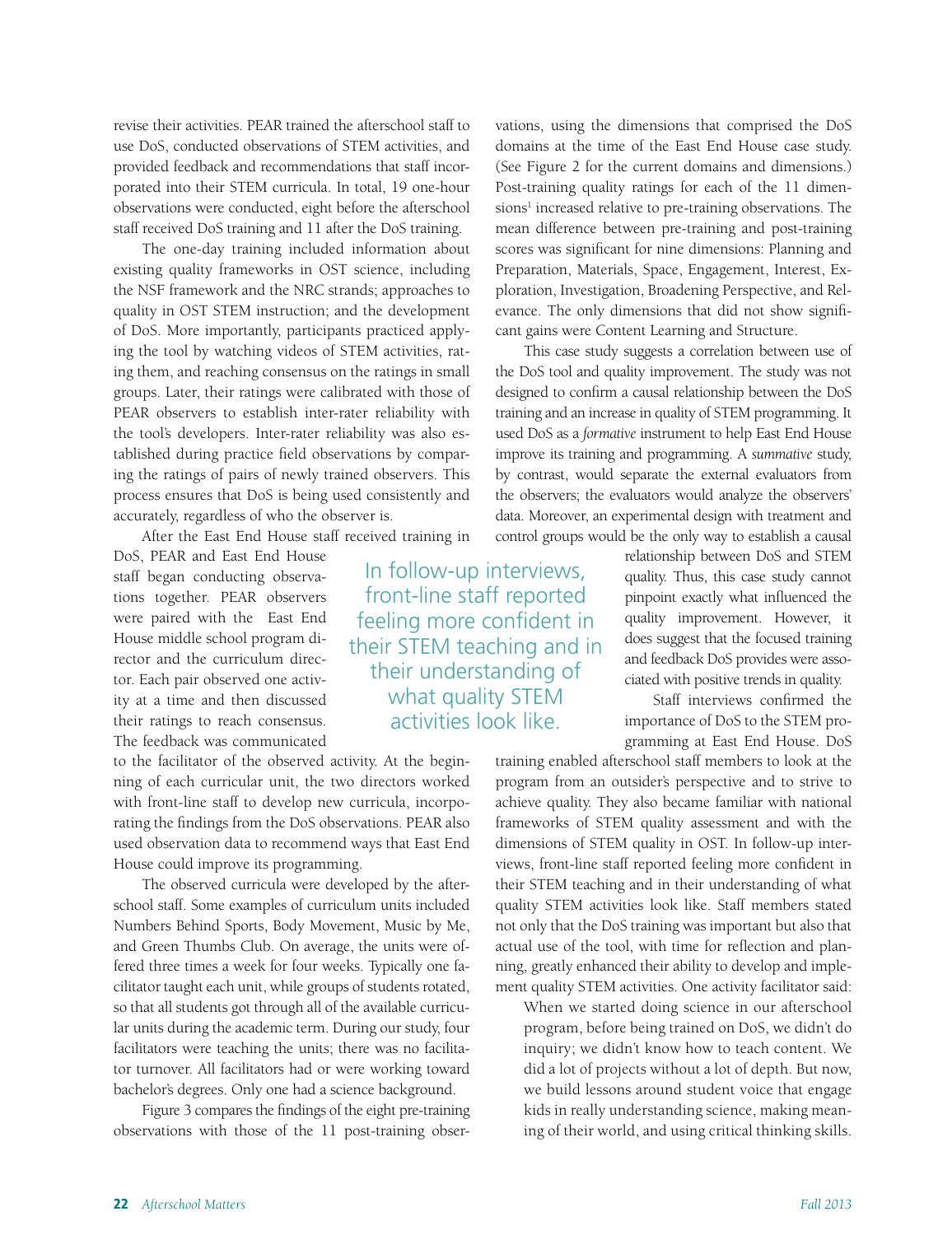revise their activities. PEAR trained the afterschool staff to use DoS, conducted observations of STEM activities, and provided feedback and recommendations that staff incorporated into their STEM curricula. In total, 19 one-hour observations were conducted, eight before the afterschool staff received DoS training and 11 after the DoS training.

The one-day training included information about existing quality frameworks in OST science, including the NSF framework and the NRC strands; approaches to quality in OST STEM instruction; and the development of DoS. More importantly, participants practiced applying the tool by watching videos of STEM activities, rating them, and reaching consensus on the ratings in small groups. Later, their ratings were calibrated with those of PEAR observers to establish inter-rater reliability with the tool's developers. Inter-rater reliability was also established during practice field observations by comparing the ratings of pairs of newly trained observers. This process ensures that DoS is being used consistently and accurately, regardless of who the observer is.

After the East End House staff received training in DoS, PEAR and East End House staff began conducting observations together. PEAR observers were paired with the East End House middle school program director and the curriculum director. Each pair observed one activity at a time and then discussed their ratings to reach consensus. The feedback was communicated to the facilitator of the observed activity. At the beginning of each curricular unit, the two directors worked with front-line staff to develop new curricula, incorporating the findings from the DoS observations. PEAR also used observation data to recommend ways that East End House could improve its programming.

The observed curricula were developed by the afterschool staff. Some examples of curriculum units included Numbers Behind Sports, Body Movement, Music by Me, and Green Thumbs Club. On average, the units were offered three times a week for four weeks. Typically one facilitator taught each unit, while groups of students rotated, so that all students got through all of the available curricular units during the academic term. During our study, four facilitators were teaching the units; there was no facilitator turnover. All facilitators had or were working toward bachelor's degrees. Only one had a science background.

Figure 3 compares the findings of the eight pre-training observations with those of the 11 post-training observations, using the dimensions that comprised the DoS domains at the time of the East End House case study. (See Figure 2 for the current domains and dimensions.) Post-training quality ratings for each of the 11 dimensions[1] increased relative to pre-training observations. The mean difference between pre-training and post-training scores was significant for nine dimensions: Planning and Preparation, Materials, Space, Engagement, Interest, Exploration, Investigation, Broadening Perspective, and Relevance. The only dimensions that did not show significant gains were Content Learning and Structure.

This case study suggests a correlation between use of the DoS tool and quality improvement. The study was not designed to confirm a causal relationship between the DoS training and an increase in quality of STEM programming. It used DoS as a *formative* instrument to help East End House improve its training and programming. A *summative* study, by contrast, would separate the external evaluators from the observers; the evaluators would analyze the observers' data. Moreover, an experimental design with treatment and control groups would be the only way to establish a causal relationship between DoS and STEM quality. Thus, this case study cannot pinpoint exactly what influenced the quality improvement. However, it does suggest that the focused training and feedback DoS provides were associated with positive trends in quality.

> In follow-up interviews, front-line staff reported feeling more confident in their STEM teaching and in their understanding of what quality STEM activities look like.

Staff interviews confirmed the importance of DoS to the STEM programming at East End House. DoS training enabled afterschool staff members to look at the program from an outsider's perspective and to strive to achieve quality. They also became familiar with national frameworks of STEM quality assessment and with the dimensions of STEM quality in OST. In follow-up interviews, front-line staff reported feeling more confident in their STEM teaching and in their understanding of what quality STEM activities look like. Staff members stated not only that the DoS training was important but also that actual use of the tool, with time for reflection and planning, greatly enhanced their ability to develop and implement quality STEM activities. One activity facilitator said:

> When we started doing science in our afterschool program, before being trained on DoS, we didn't do inquiry; we didn't know how to teach content. We did a lot of projects without a lot of depth. But now, we build lessons around student voice that engage kids in really understanding science, making meaning of their world, and using critical thinking skills.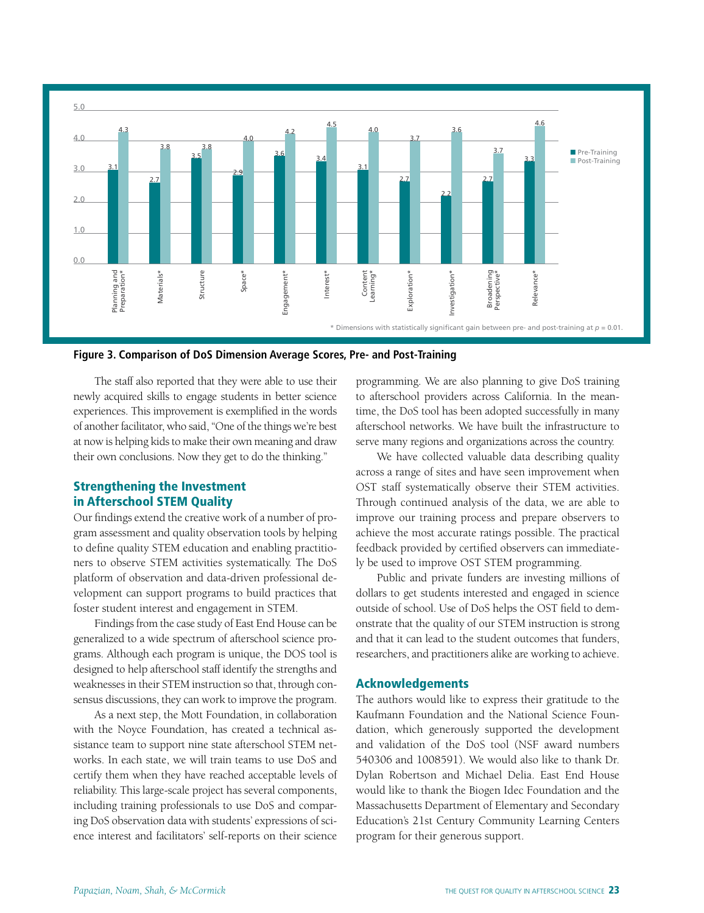| Dimension | Pre-Training | Post-Training |
|---|---|---|
| Planning and Preparation* | 3.1 | 4.3 |
| Materials* | 2.7 | 3.8 |
| Structure | 3.5 | 3.8 |
| Space* | 2.9 | 4.0 |
| Engagement* | 3.6 | 4.2 |
| Interest* | 3.4 | 4.5 |
| Content Learning* | 3.1 | 4.0 |
| Exploration* | 2.7 | 3.7 |
| Investigation* | 2.2 | 3.6 |
| Broadening Perspective* | 2.7 | 3.7 |
| Relevance* | 3.3 | 4.6 |

* Dimensions with statistically significant gain between pre- and post-training at $p = 0.01$.

**Figure 3. Comparison of DoS Dimension Average Scores, Pre- and Post-Training**

The staff also reported that they were able to use their newly acquired skills to engage students in better science experiences. This improvement is exemplified in the words of another facilitator, who said, "One of the things we're best at now is helping kids to make their own meaning and draw their own conclusions. Now they get to do the thinking."

## Strengthening the Investment in Afterschool STEM Quality

Our findings extend the creative work of a number of program assessment and quality observation tools by helping to define quality STEM education and enabling practitioners to observe STEM activities systematically. The DoS platform of observation and data-driven professional development can support programs to build practices that foster student interest and engagement in STEM.

Findings from the case study of East End House can be generalized to a wide spectrum of afterschool science programs. Although each program is unique, the DOS tool is designed to help afterschool staff identify the strengths and weaknesses in their STEM instruction so that, through consensus discussions, they can work to improve the program.

As a next step, the Mott Foundation, in collaboration with the Noyce Foundation, has created a technical assistance team to support nine state afterschool STEM networks. In each state, we will train teams to use DoS and certify them when they have reached acceptable levels of reliability. This large-scale project has several components, including training professionals to use DoS and comparing DoS observation data with students' expressions of science interest and facilitators' self-reports on their science programming. We are also planning to give DoS training to afterschool providers across California. In the meantime, the DoS tool has been adopted successfully in many afterschool networks. We have built the infrastructure to serve many regions and organizations across the country.

We have collected valuable data describing quality across a range of sites and have seen improvement when OST staff systematically observe their STEM activities. Through continued analysis of the data, we are able to improve our training process and prepare observers to achieve the most accurate ratings possible. The practical feedback provided by certified observers can immediately be used to improve OST STEM programming.

Public and private funders are investing millions of dollars to get students interested and engaged in science outside of school. Use of DoS helps the OST field to demonstrate that the quality of our STEM instruction is strong and that it can lead to the student outcomes that funders, researchers, and practitioners alike are working to achieve.

## Acknowledgements

The authors would like to express their gratitude to the Kaufmann Foundation and the National Science Foundation, which generously supported the development and validation of the DoS tool (NSF award numbers 540306 and 1008591). We would also like to thank Dr. Dylan Robertson and Michael Delia. East End House would like to thank the Biogen Idec Foundation and the Massachusetts Department of Elementary and Secondary Education's 21st Century Community Learning Centers program for their generous support.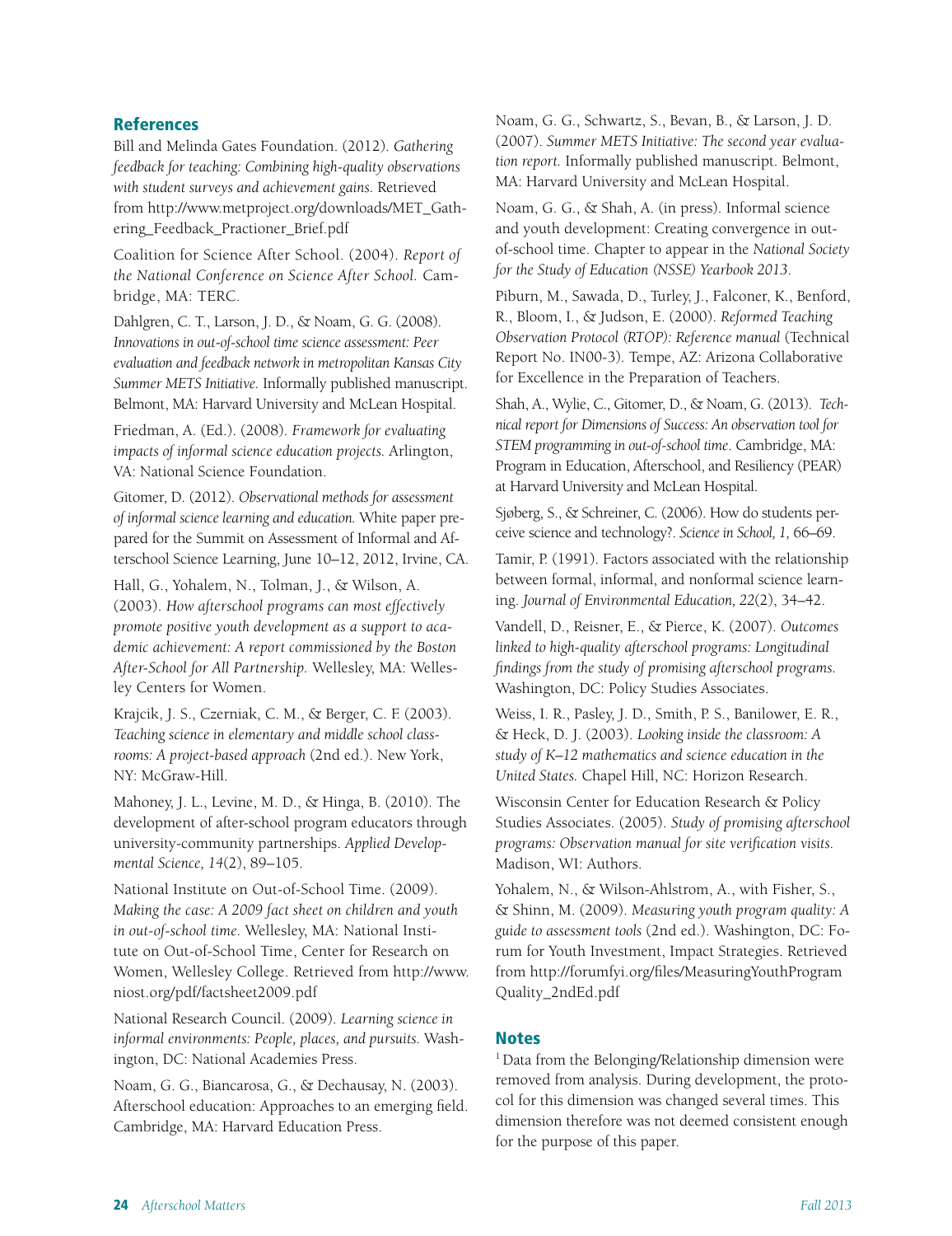## References

Bill and Melinda Gates Foundation. (2012). *Gathering feedback for teaching: Combining high-quality observations with student surveys and achievement gains.* Retrieved from http://www.metproject.org/downloads/MET_Gathering_Feedback_Practioner_Brief.pdf

Coalition for Science After School. (2004). *Report of the National Conference on Science After School.* Cambridge, MA: TERC.

Dahlgren, C. T., Larson, J. D., & Noam, G. G. (2008). *Innovations in out-of-school time science assessment: Peer evaluation and feedback network in metropolitan Kansas City Summer METS Initiative.* Informally published manuscript. Belmont, MA: Harvard University and McLean Hospital.

Friedman, A. (Ed.). (2008). *Framework for evaluating impacts of informal science education projects.* Arlington, VA: National Science Foundation.

Gitomer, D. (2012). *Observational methods for assessment of informal science learning and education.* White paper prepared for the Summit on Assessment of Informal and Afterschool Science Learning, June 10–12, 2012, Irvine, CA.

Hall, G., Yohalem, N., Tolman, J., & Wilson, A. (2003). *How afterschool programs can most effectively promote positive youth development as a support to academic achievement: A report commissioned by the Boston After-School for All Partnership.* Wellesley, MA: Wellesley Centers for Women.

Krajcik, J. S., Czerniak, C. M., & Berger, C. F. (2003). *Teaching science in elementary and middle school classrooms: A project-based approach* (2nd ed.). New York, NY: McGraw-Hill.

Mahoney, J. L., Levine, M. D., & Hinga, B. (2010). The development of after-school program educators through university-community partnerships. *Applied Developmental Science, 14*(2), 89–105.

National Institute on Out-of-School Time. (2009). *Making the case: A 2009 fact sheet on children and youth in out-of-school time.* Wellesley, MA: National Institute on Out-of-School Time, Center for Research on Women, Wellesley College. Retrieved from http://www.niost.org/pdf/factsheet2009.pdf

National Research Council. (2009). *Learning science in informal environments: People, places, and pursuits.* Washington, DC: National Academies Press.

Noam, G. G., Biancarosa, G., & Dechausay, N. (2003). Afterschool education: Approaches to an emerging field. Cambridge, MA: Harvard Education Press.

Noam, G. G., Schwartz, S., Bevan, B., & Larson, J. D. (2007). *Summer METS Initiative: The second year evaluation report.* Informally published manuscript. Belmont, MA: Harvard University and McLean Hospital.

Noam, G. G., & Shah, A. (in press). Informal science and youth development: Creating convergence in out-of-school time. Chapter to appear in the *National Society for the Study of Education (NSSE) Yearbook 2013.*

Piburn, M., Sawada, D., Turley, J., Falconer, K., Benford, R., Bloom, I., & Judson, E. (2000). *Reformed Teaching Observation Protocol (RTOP): Reference manual* (Technical Report No. IN00-3). Tempe, AZ: Arizona Collaborative for Excellence in the Preparation of Teachers.

Shah, A., Wylie, C., Gitomer, D., & Noam, G. (2013). *Technical report for Dimensions of Success: An observation tool for STEM programming in out-of-school time.* Cambridge, MA: Program in Education, Afterschool, and Resiliency (PEAR) at Harvard University and McLean Hospital.

Sjøberg, S., & Schreiner, C. (2006). How do students perceive science and technology?. *Science in School, 1,* 66–69.

Tamir, P. (1991). Factors associated with the relationship between formal, informal, and nonformal science learning. *Journal of Environmental Education, 22*(2), 34–42.

Vandell, D., Reisner, E., & Pierce, K. (2007). *Outcomes linked to high-quality afterschool programs: Longitudinal findings from the study of promising afterschool programs.* Washington, DC: Policy Studies Associates.

Weiss, I. R., Pasley, J. D., Smith, P. S., Banilower, E. R., & Heck, D. J. (2003). *Looking inside the classroom: A study of K–12 mathematics and science education in the United States.* Chapel Hill, NC: Horizon Research.

Wisconsin Center for Education Research & Policy Studies Associates. (2005). *Study of promising afterschool programs: Observation manual for site verification visits.* Madison, WI: Authors.

Yohalem, N., & Wilson-Ahlstrom, A., with Fisher, S., & Shinn, M. (2009). *Measuring youth program quality: A guide to assessment tools* (2nd ed.). Washington, DC: Forum for Youth Investment, Impact Strategies. Retrieved from http://forumfyi.org/files/MeasuringYouthProgramQuality_2ndEd.pdf

## Notes

[1] Data from the Belonging/Relationship dimension were removed from analysis. During development, the protocol for this dimension was changed several times. This dimension therefore was not deemed consistent enough for the purpose of this paper.